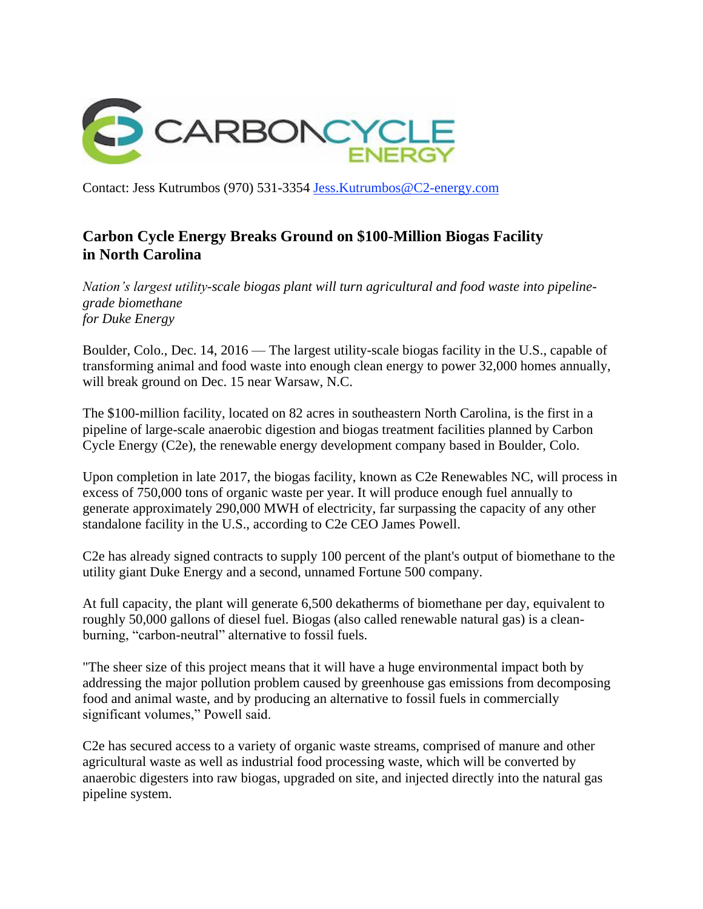CARBONCYCLE ENERGY

Contact: Jess Kutrumbos (970) 531-3354 Jess.Kutrumbos@C2-energy.com

## Carbon Cycle Energy Breaks Ground on $100-Million Biogas Facility in North Carolina

*Nation's largest utility-scale biogas plant will turn agricultural and food waste into pipeline-grade biomethane for Duke Energy*

Boulder, Colo., Dec. 14, 2016 — The largest utility-scale biogas facility in the U.S., capable of transforming animal and food waste into enough clean energy to power 32,000 homes annually, will break ground on Dec. 15 near Warsaw, N.C.

The $100-million facility, located on 82 acres in southeastern North Carolina, is the first in a pipeline of large-scale anaerobic digestion and biogas treatment facilities planned by Carbon Cycle Energy (C2e), the renewable energy development company based in Boulder, Colo.

Upon completion in late 2017, the biogas facility, known as C2e Renewables NC, will process in excess of 750,000 tons of organic waste per year. It will produce enough fuel annually to generate approximately 290,000 MWH of electricity, far surpassing the capacity of any other standalone facility in the U.S., according to C2e CEO James Powell.

C2e has already signed contracts to supply 100 percent of the plant's output of biomethane to the utility giant Duke Energy and a second, unnamed Fortune 500 company.

At full capacity, the plant will generate 6,500 dekatherms of biomethane per day, equivalent to roughly 50,000 gallons of diesel fuel. Biogas (also called renewable natural gas) is a clean-burning, "carbon-neutral" alternative to fossil fuels.

"The sheer size of this project means that it will have a huge environmental impact both by addressing the major pollution problem caused by greenhouse gas emissions from decomposing food and animal waste, and by producing an alternative to fossil fuels in commercially significant volumes," Powell said.

C2e has secured access to a variety of organic waste streams, comprised of manure and other agricultural waste as well as industrial food processing waste, which will be converted by anaerobic digesters into raw biogas, upgraded on site, and injected directly into the natural gas pipeline system.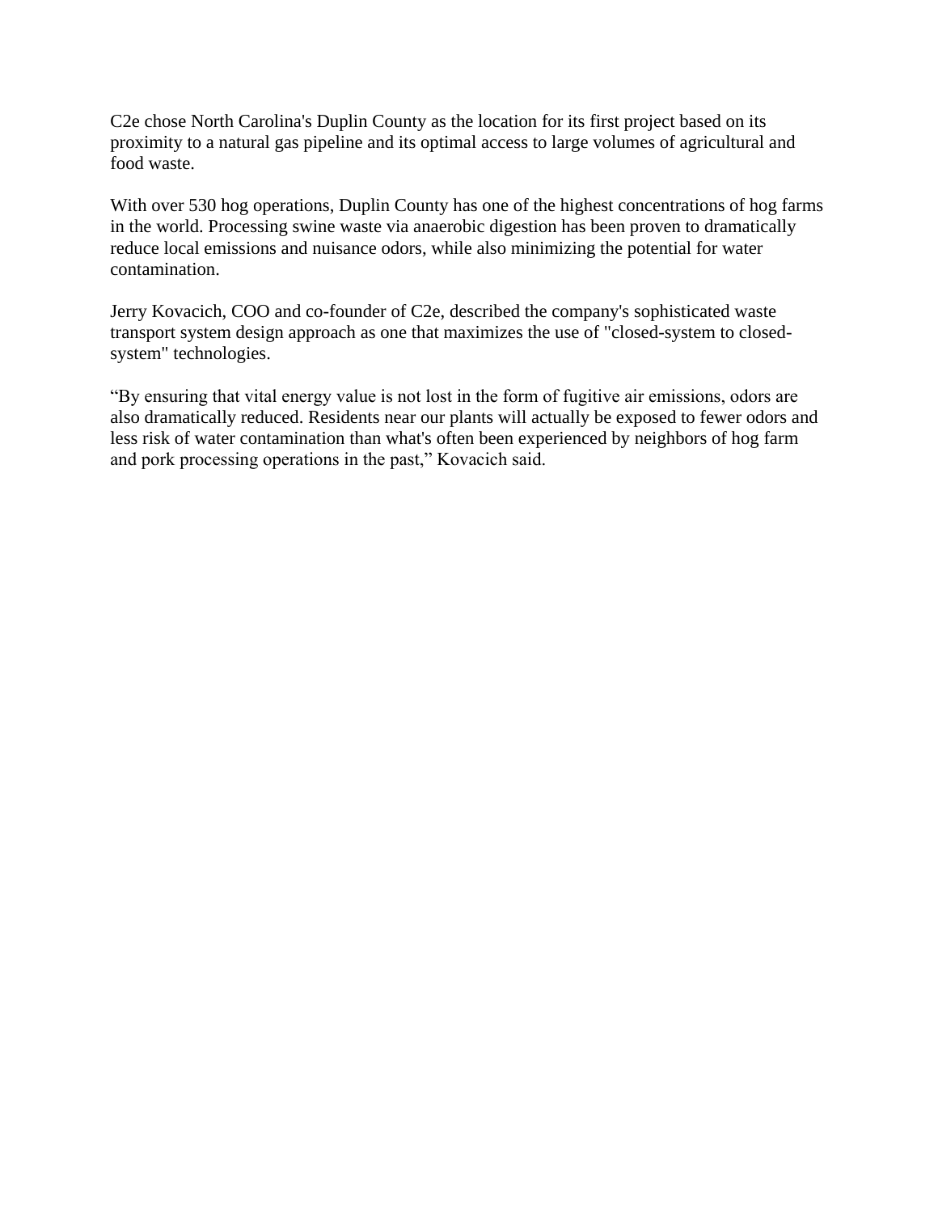C2e chose North Carolina's Duplin County as the location for its first project based on its proximity to a natural gas pipeline and its optimal access to large volumes of agricultural and food waste.

With over 530 hog operations, Duplin County has one of the highest concentrations of hog farms in the world. Processing swine waste via anaerobic digestion has been proven to dramatically reduce local emissions and nuisance odors, while also minimizing the potential for water contamination.

Jerry Kovacich, COO and co-founder of C2e, described the company's sophisticated waste transport system design approach as one that maximizes the use of "closed-system to closed-system" technologies.

“By ensuring that vital energy value is not lost in the form of fugitive air emissions, odors are also dramatically reduced. Residents near our plants will actually be exposed to fewer odors and less risk of water contamination than what's often been experienced by neighbors of hog farm and pork processing operations in the past,” Kovacich said.